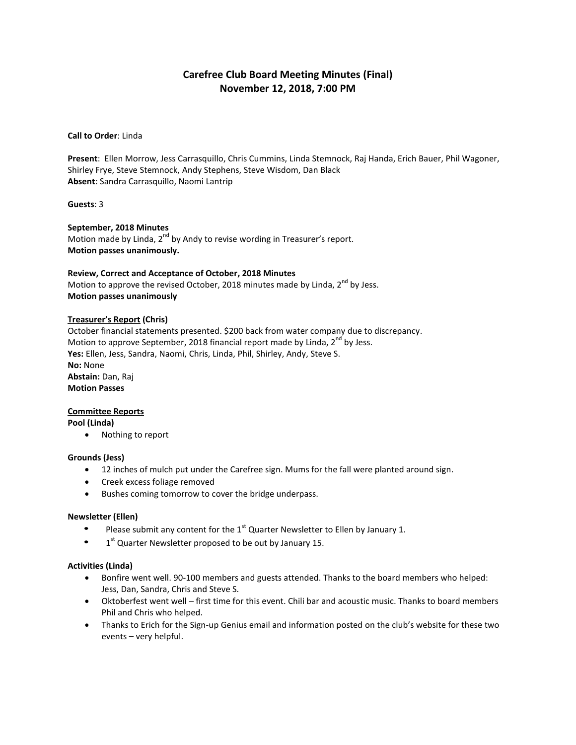# Carefree Club Board Meeting Minutes (Final)
## November 12, 2018, 7:00 PM

**Call to Order**: Linda

**Present**: Ellen Morrow, Jess Carrasquillo, Chris Cummins, Linda Stemnock, Raj Handa, Erich Bauer, Phil Wagoner, Shirley Frye, Steve Stemnock, Andy Stephens, Steve Wisdom, Dan Black
**Absent**: Sandra Carrasquillo, Naomi Lantrip

**Guests**: 3

**September, 2018 Minutes**
Motion made by Linda, 2nd by Andy to revise wording in Treasurer's report.
**Motion passes unanimously.**

**Review, Correct and Acceptance of October, 2018 Minutes**
Motion to approve the revised October, 2018 minutes made by Linda, 2nd by Jess.
**Motion passes unanimously**

**Treasurer's Report (Chris)**
October financial statements presented. $200 back from water company due to discrepancy.
Motion to approve September, 2018 financial report made by Linda, 2nd by Jess.
**Yes:** Ellen, Jess, Sandra, Naomi, Chris, Linda, Phil, Shirley, Andy, Steve S.
**No:** None
**Abstain:** Dan, Raj
**Motion Passes**

**Committee Reports**

**Pool (Linda)**
- Nothing to report

**Grounds (Jess)**
- 12 inches of mulch put under the Carefree sign. Mums for the fall were planted around sign.
- Creek excess foliage removed
- Bushes coming tomorrow to cover the bridge underpass.

**Newsletter (Ellen)**
- Please submit any content for the 1st Quarter Newsletter to Ellen by January 1.
- 1st Quarter Newsletter proposed to be out by January 15.

**Activities (Linda)**
- Bonfire went well. 90-100 members and guests attended. Thanks to the board members who helped: Jess, Dan, Sandra, Chris and Steve S.
- Oktoberfest went well – first time for this event. Chili bar and acoustic music. Thanks to board members Phil and Chris who helped.
- Thanks to Erich for the Sign-up Genius email and information posted on the club's website for these two events – very helpful.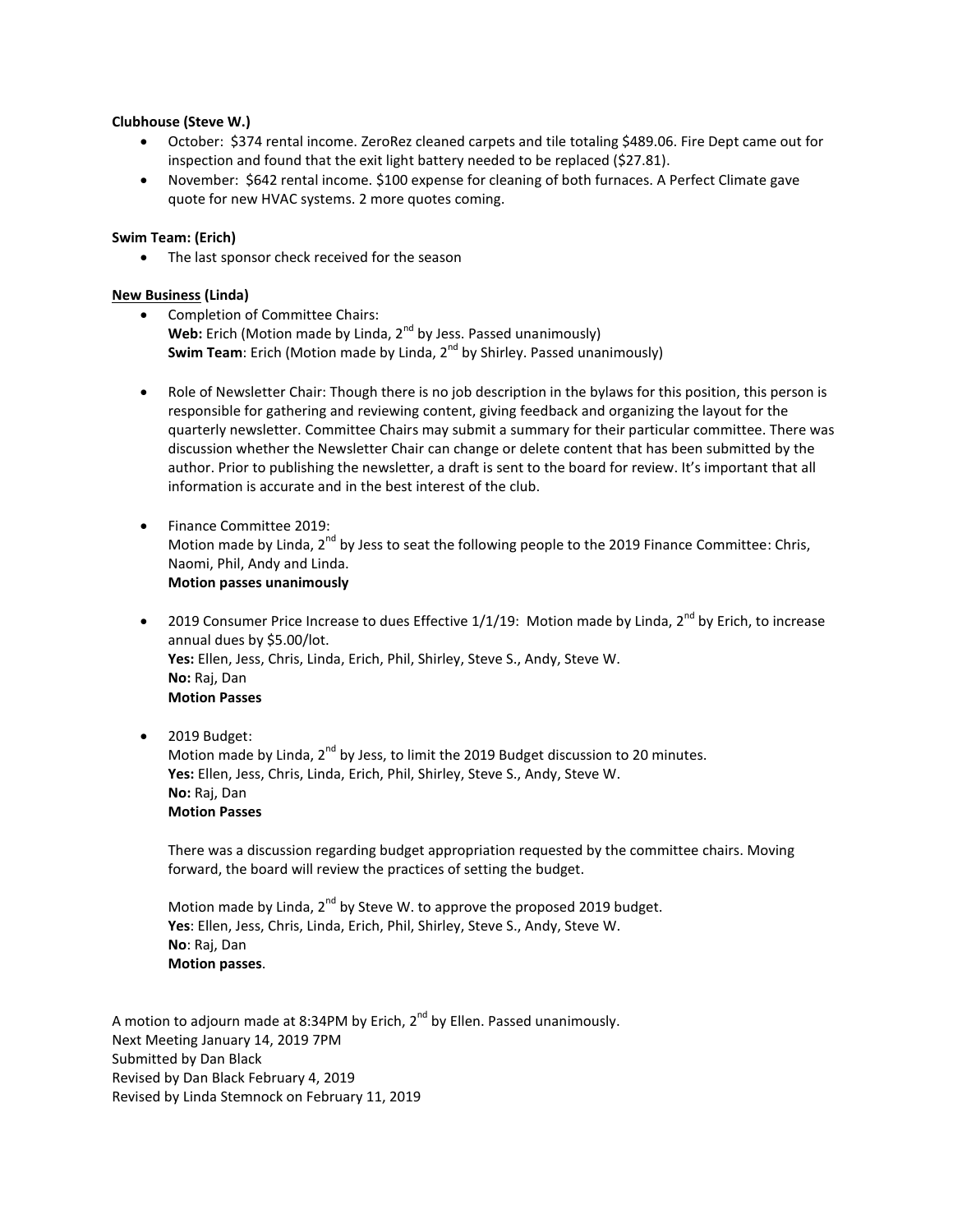**Clubhouse (Steve W.)**

- October: $374 rental income. ZeroRez cleaned carpets and tile totaling $489.06. Fire Dept came out for inspection and found that the exit light battery needed to be replaced ($27.81).
- November: $642 rental income. $100 expense for cleaning of both furnaces. A Perfect Climate gave quote for new HVAC systems. 2 more quotes coming.

**Swim Team: (Erich)**

- The last sponsor check received for the season

**<u>New Business</u> (Linda)**

- Completion of Committee Chairs:
  **Web:** Erich (Motion made by Linda, 2nd by Jess. Passed unanimously)
  **Swim Team**: Erich (Motion made by Linda, 2nd by Shirley. Passed unanimously)

- Role of Newsletter Chair: Though there is no job description in the bylaws for this position, this person is responsible for gathering and reviewing content, giving feedback and organizing the layout for the quarterly newsletter. Committee Chairs may submit a summary for their particular committee. There was discussion whether the Newsletter Chair can change or delete content that has been submitted by the author. Prior to publishing the newsletter, a draft is sent to the board for review. It's important that all information is accurate and in the best interest of the club.

- Finance Committee 2019:
  Motion made by Linda, 2nd by Jess to seat the following people to the 2019 Finance Committee: Chris, Naomi, Phil, Andy and Linda.
  **Motion passes unanimously**

- 2019 Consumer Price Increase to dues Effective 1/1/19: Motion made by Linda, 2nd by Erich, to increase annual dues by $5.00/lot.
  **Yes:** Ellen, Jess, Chris, Linda, Erich, Phil, Shirley, Steve S., Andy, Steve W.
  **No:** Raj, Dan
  **Motion Passes**

- 2019 Budget:
  Motion made by Linda, 2nd by Jess, to limit the 2019 Budget discussion to 20 minutes.
  **Yes:** Ellen, Jess, Chris, Linda, Erich, Phil, Shirley, Steve S., Andy, Steve W.
  **No:** Raj, Dan
  **Motion Passes**

  There was a discussion regarding budget appropriation requested by the committee chairs. Moving forward, the board will review the practices of setting the budget.

  Motion made by Linda, 2nd by Steve W. to approve the proposed 2019 budget.
  **Yes**: Ellen, Jess, Chris, Linda, Erich, Phil, Shirley, Steve S., Andy, Steve W.
  **No**: Raj, Dan
  **Motion passes**.

A motion to adjourn made at 8:34PM by Erich, 2nd by Ellen. Passed unanimously.
Next Meeting January 14, 2019 7PM
Submitted by Dan Black
Revised by Dan Black February 4, 2019
Revised by Linda Stemnock on February 11, 2019